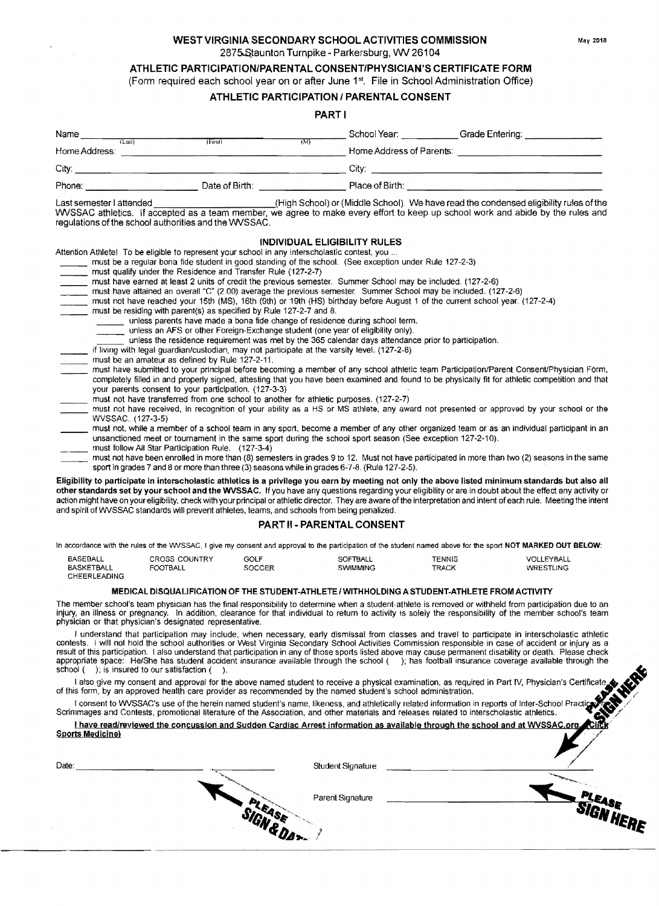May 2018

# WEST VIRGINIA SECONDARY SCHOOL ACTIVITIES COMMISSION

2875 Staunton Turnpike - Parkersburg, WV 26104

## ATHLETIC PARTICIPATION/PARENTAL CONSENT/PHYSICIAN'S CERTIFICATE FORM

(Form required each school year on or after June 1st. File in School Administration Office)

## ATHLETIC PARTICIPATION / PARENTAL CONSENT

### PART I

Name ______________ (Last) ______________ (First) ______ (M) School Year: __________ Grade Entering: ______________

Home Address: ______________________________ Home Address of Parents: ______________________________

City: ______________________________ City: ______________________________

Phone: ______________ Date of Birth: ______________ Place of Birth: ______________________________

Last semester I attended ______________________(High School) or (Middle School). We have read the condensed eligibility rules of the WVSSAC athletics. If accepted as a team member, we agree to make every effort to keep up school work and abide by the rules and regulations of the school authorities and the WVSSAC.

### INDIVIDUAL ELIGIBILITY RULES

Attention Athlete! To be eligible to represent your school in any interscholastic contest, you ...

- ______ must be a regular bona fide student in good standing of the school. (See exception under Rule 127-2-3)
- ______ must qualify under the Residence and Transfer Rule (127-2-7)
- ______ must have earned at least 2 units of credit the previous semester. Summer School may be included. (127-2-6)
- ______ must have attained an overall "C" (2.00) average the previous semester. Summer School may be included. (127-2-6)
- ______ must not have reached your 15th (MS), 16th (9th) or 19th (HS) birthday before August 1 of the current school year. (127-2-4)
- ______ must be residing with parent(s) as specified by Rule 127-2-7 and 8.
  - ______ unless parents have made a bona fide change of residence during school term.
  - ______ unless an AFS or other Foreign-Exchange student (one year of eligibility only).
  - ______ unless the residence requirement was met by the 365 calendar days attendance prior to participation.
- ______ if living with legal guardian/custodian, may not participate at the varsity level. (127-2-8)
- ______ must be an amateur as defined by Rule 127-2-11.
- ______ must have submitted to your principal before becoming a member of any school athletic team Participation/Parent Consent/Physician Form, completely filled in and properly signed, attesting that you have been examined and found to be physically fit for athletic competition and that your parents consent to your participation. (127-3-3)
- ______ must not have transferred from one school to another for athletic purposes. (127-2-7)
- ______ must not have received, in recognition of your ability as a HS or MS athlete, any award not presented or approved by your school or the WVSSAC. (127-3-5)
- ______ must not, while a member of a school team in any sport, become a member of any other organized team or as an individual participant in an unsanctioned meet or tournament in the same sport during the school sport season (See exception 127-2-10).
- ______ must follow All Star Participation Rule. (127-3-4)
- ______ must not have been enrolled in more than (8) semesters in grades 9 to 12. Must not have participated in more than two (2) seasons in the same sport in grades 7 and 8 or more than three (3) seasons while in grades 6-7-8. (Rule 127-2-5).

**Eligibility to participate in interscholastic athletics is a privilege you earn by meeting not only the above listed minimum standards but also all other standards set by your school and the WVSSAC.** If you have any questions regarding your eligibility or are in doubt about the effect any activity or action might have on your eligibility, check with your principal or athletic director. They are aware of the interpretation and intent of each rule. Meeting the intent and spirit of WVSSAC standards will prevent athletes, teams, and schools from being penalized.

### PART II - PARENTAL CONSENT

In accordance with the rules of the WVSSAC, I give my consent and approval to the participation of the student named above for the sport **NOT MARKED OUT BELOW:**

| | | | | | |
|---|---|---|---|---|---|
| BASEBALL | CROSS COUNTRY | GOLF | SOFTBALL | TENNIS | VOLLEYBALL |
| BASKETBALL | FOOTBALL | SOCCER | SWIMMING | TRACK | WRESTLING |
| CHEERLEADING | | | | | |

#### MEDICAL DISQUALIFICATION OF THE STUDENT-ATHLETE / WITHHOLDING A STUDENT-ATHLETE FROM ACTIVITY

The member school's team physician has the final responsibility to determine when a student-athlete is removed or withheld from participation due to an injury, an illness or pregnancy. In addition, clearance for that individual to return to activity is solely the responsibility of the member school's team physician or that physician's designated representative.

I understand that participation may include, when necessary, early dismissal from classes and travel to participate in interscholastic athletic contests. I will not hold the school authorities or West Virginia Secondary School Activities Commission responsible in case of accident or injury as a result of this participation. I also understand that participation in any of those sports listed above may cause permanent disability or death. Please check appropriate space: He/She has student accident insurance available through the school ( ); has football insurance coverage available through the school ( ); is insured to our satisfaction ( ).

I also give my consent and approval for the above named student to receive a physical examination, as required in Part IV, Physician's Certificate of this form, by an approved health care provider as recommended by the named student's school administration.

I consent to WVSSAC's use of the herein named student's name, likeness, and athletically related information in reports of Inter-School Practices, Scrimmages and Contests, promotional literature of the Association, and other materials and releases related to interscholastic athletics.

**I have read/reviewed the concussion and Sudden Cardiac Arrest information as available through the school and at WVSSAC.org (Click Sports Medicine)**

PLEASE SIGN HERE

Date: ______________________ Student Signature ______________________

PLEASE SIGN & DATE

Parent Signature ______________________ PLEASE SIGN HERE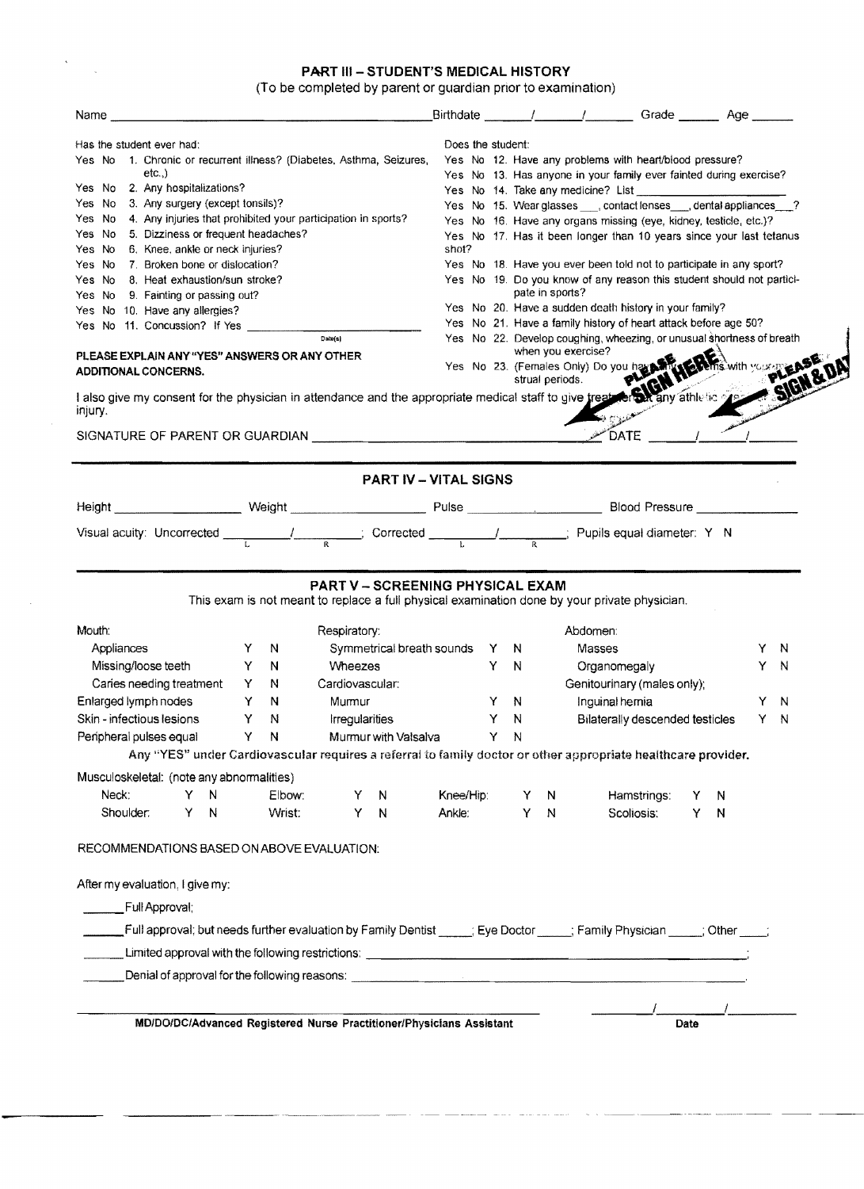## PART III – STUDENT'S MEDICAL HISTORY

(To be completed by parent or guardian prior to examination)

Name ______________________ Birthdate ____/____/____ Grade ______ Age ______

Has the student ever had:

- Yes No 1. Chronic or recurrent illness? (Diabetes, Asthma, Seizures, etc.,)
- Yes No 2. Any hospitalizations?
- Yes No 3. Any surgery (except tonsils)?
- Yes No 4. Any injuries that prohibited your participation in sports?
- Yes No 5. Dizziness or frequent headaches?
- Yes No 6. Knee, ankle or neck injuries?
- Yes No 7. Broken bone or dislocation?
- Yes No 8. Heat exhaustion/sun stroke?
- Yes No 9. Fainting or passing out?
- Yes No 10. Have any allergies?
- Yes No 11. Concussion? If Yes ______________ Date(s)

Does the student:

- Yes No 12. Have any problems with heart/blood pressure?
- Yes No 13. Has anyone in your family ever fainted during exercise?
- Yes No 14. Take any medicine? List ______________
- Yes No 15. Wear glasses ___, contact lenses___, dental appliances___?
- Yes No 16. Have any organs missing (eye, kidney, testicle, etc.)?
- Yes No 17. Has it been longer than 10 years since your last tetanus shot?
- Yes No 18. Have you ever been told not to participate in any sport?
- Yes No 19. Do you know of any reason this student should not participate in sports?
- Yes No 20. Have a sudden death history in your family?
- Yes No 21. Have a family history of heart attack before age 50?
- Yes No 22. Develop coughing, wheezing, or unusual shortness of breath when you exercise?
- Yes No 23. (Females Only) Do you have problems with your menstrual periods.

**PLEASE EXPLAIN ANY "YES" ANSWERS OR ANY OTHER ADDITIONAL CONCERNS.**

PLEASE SIGN HERE — PLEASE SIGN & DATE

I also give my consent for the physician in attendance and the appropriate medical staff to give treatment for any athletic injury.

SIGNATURE OF PARENT OR GUARDIAN ______________________ DATE ____/____/____

## PART IV – VITAL SIGNS

Height ______________ Weight ______________ Pulse ______________ Blood Pressure ______________

Visual acuity: Uncorrected ____/____ (L / R); Corrected ____/____ (L / R); Pupils equal diameter: Y N

## PART V – SCREENING PHYSICAL EXAM

This exam is not meant to replace a full physical examination done by your private physician.

| | | | | | | | | |
|---|---|---|---|---|---|---|---|---|
| **Mouth:** | | | **Respiratory:** | | | **Abdomen:** | | |
| Appliances | Y | N | Symmetrical breath sounds | Y | N | Masses | Y | N |
| Missing/loose teeth | Y | N | Wheezes | Y | N | Organomegaly | Y | N |
| Caries needing treatment | Y | N | **Cardiovascular:** | | | **Genitourinary (males only);** | | |
| Enlarged lymph nodes | Y | N | Murmur | Y | N | Inguinal hernia | Y | N |
| Skin - infectious lesions | Y | N | Irregularities | Y | N | Bilaterally descended testicles | Y | N |
| Peripheral pulses equal | Y | N | Murmur with Valsalva | Y | N | | | |

Any "YES" under Cardiovascular requires a referral to family doctor or other appropriate healthcare provider.

Musculoskeletal: (note any abnormalities)

| | | | | | | | | | | | |
|---|---|---|---|---|---|---|---|---|---|---|---|
| Neck: | Y | N | Elbow: | Y | N | Knee/Hip: | Y | N | Hamstrings: | Y | N |
| Shoulder: | Y | N | Wrist: | Y | N | Ankle: | Y | N | Scoliosis: | Y | N |

RECOMMENDATIONS BASED ON ABOVE EVALUATION:

After my evaluation, I give my:

- ______ Full Approval;
- ______ Full approval; but needs further evaluation by Family Dentist _____; Eye Doctor _____; Family Physician _____; Other ____;
- ______ Limited approval with the following restrictions: ______________________;
- ______ Denial of approval for the following reasons: ______________________.

______________________________ ____/____/____

**MD/DO/DC/Advanced Registered Nurse Practitioner/Physicians Assistant** — **Date**